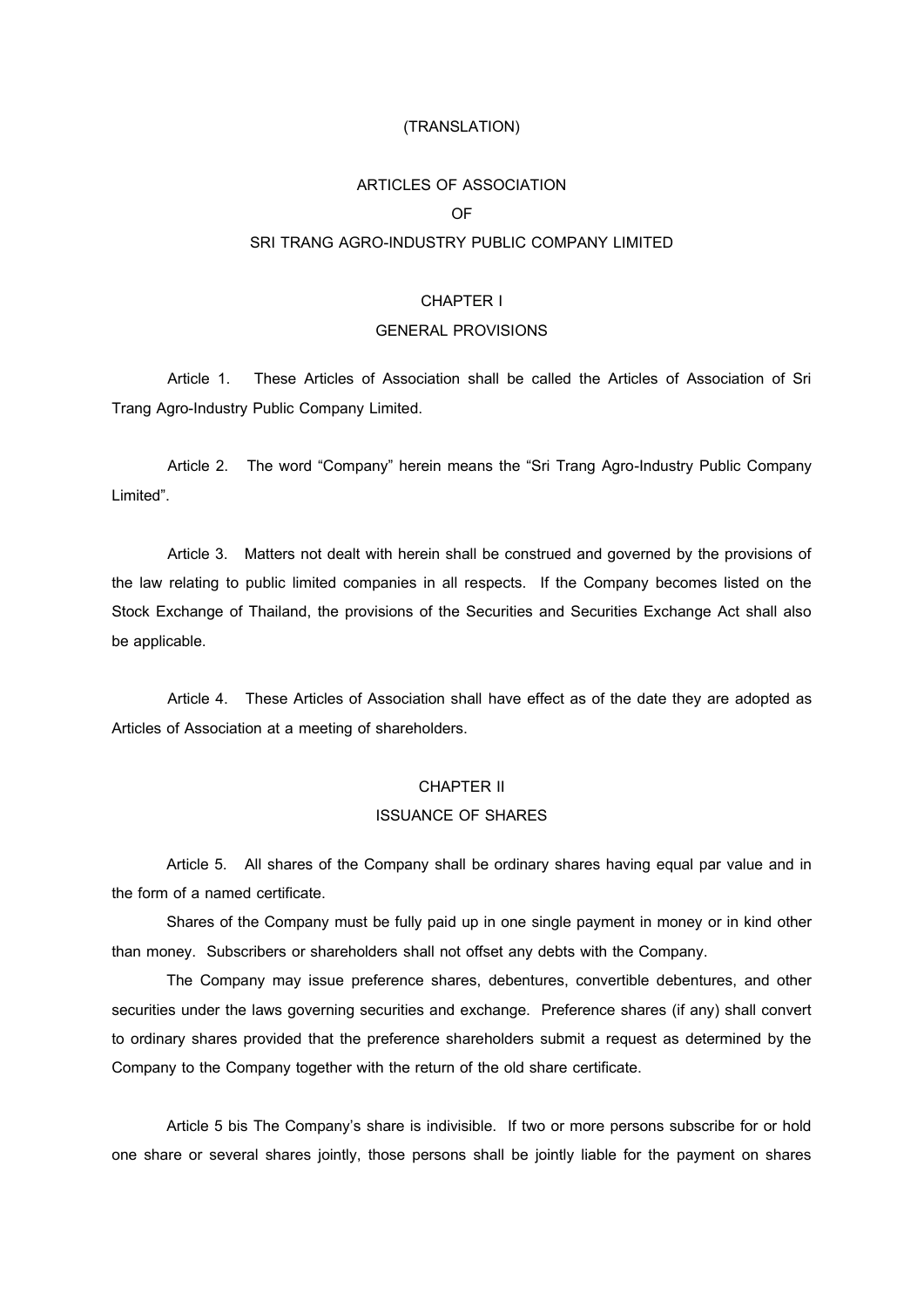(TRANSLATION)

# ARTICLES OF ASSOCIATION
# OF
# SRI TRANG AGRO-INDUSTRY PUBLIC COMPANY LIMITED

## CHAPTER I
## GENERAL PROVISIONS

Article 1. These Articles of Association shall be called the Articles of Association of Sri Trang Agro-Industry Public Company Limited.

Article 2. The word "Company" herein means the "Sri Trang Agro-Industry Public Company Limited".

Article 3. Matters not dealt with herein shall be construed and governed by the provisions of the law relating to public limited companies in all respects. If the Company becomes listed on the Stock Exchange of Thailand, the provisions of the Securities and Securities Exchange Act shall also be applicable.

Article 4. These Articles of Association shall have effect as of the date they are adopted as Articles of Association at a meeting of shareholders.

## CHAPTER II
## ISSUANCE OF SHARES

Article 5. All shares of the Company shall be ordinary shares having equal par value and in the form of a named certificate.

Shares of the Company must be fully paid up in one single payment in money or in kind other than money. Subscribers or shareholders shall not offset any debts with the Company.

The Company may issue preference shares, debentures, convertible debentures, and other securities under the laws governing securities and exchange. Preference shares (if any) shall convert to ordinary shares provided that the preference shareholders submit a request as determined by the Company to the Company together with the return of the old share certificate.

Article 5 bis The Company's share is indivisible. If two or more persons subscribe for or hold one share or several shares jointly, those persons shall be jointly liable for the payment on shares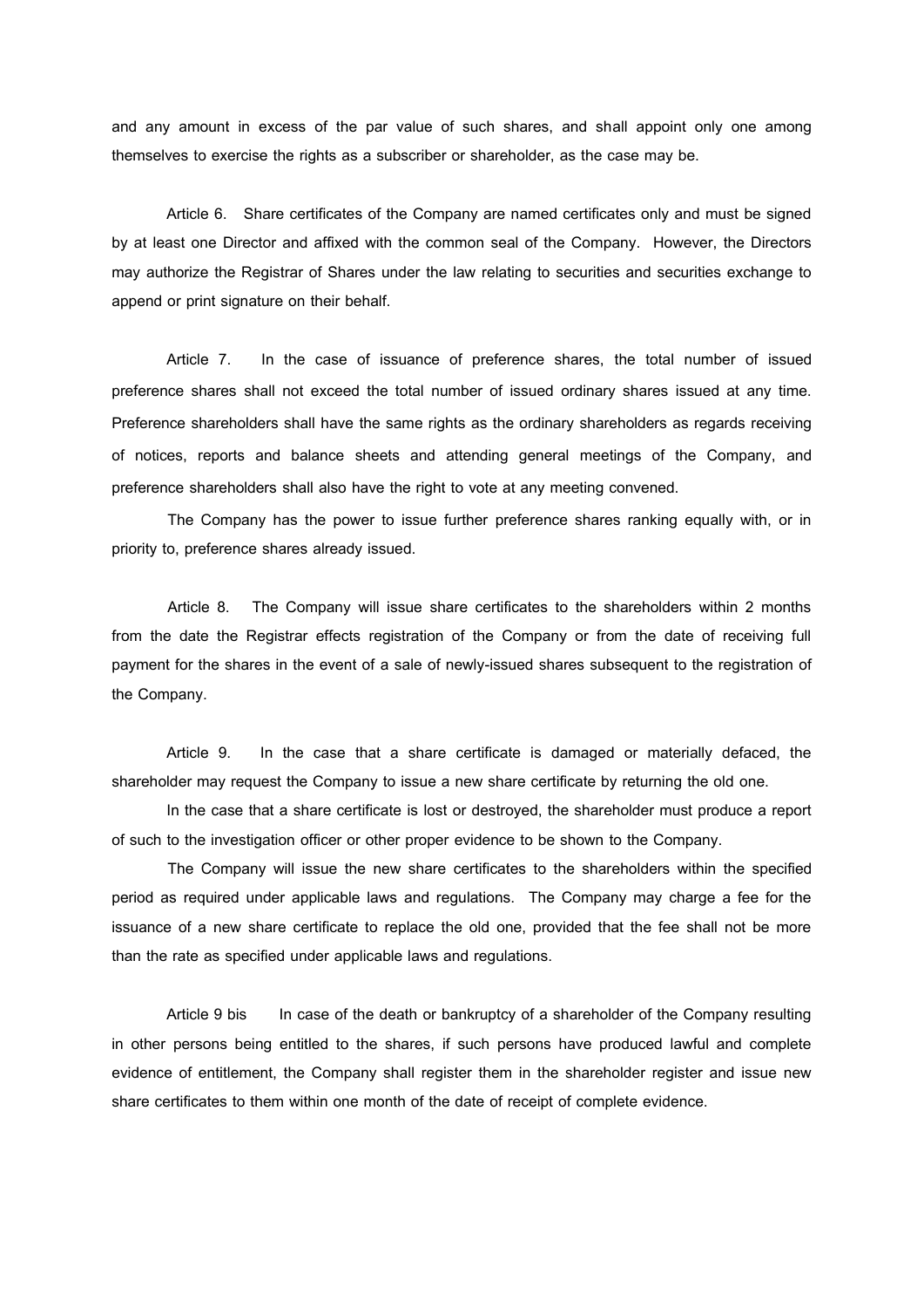and any amount in excess of the par value of such shares, and shall appoint only one among themselves to exercise the rights as a subscriber or shareholder, as the case may be.

Article 6. Share certificates of the Company are named certificates only and must be signed by at least one Director and affixed with the common seal of the Company. However, the Directors may authorize the Registrar of Shares under the law relating to securities and securities exchange to append or print signature on their behalf.

Article 7. In the case of issuance of preference shares, the total number of issued preference shares shall not exceed the total number of issued ordinary shares issued at any time. Preference shareholders shall have the same rights as the ordinary shareholders as regards receiving of notices, reports and balance sheets and attending general meetings of the Company, and preference shareholders shall also have the right to vote at any meeting convened.

The Company has the power to issue further preference shares ranking equally with, or in priority to, preference shares already issued.

Article 8. The Company will issue share certificates to the shareholders within 2 months from the date the Registrar effects registration of the Company or from the date of receiving full payment for the shares in the event of a sale of newly-issued shares subsequent to the registration of the Company.

Article 9. In the case that a share certificate is damaged or materially defaced, the shareholder may request the Company to issue a new share certificate by returning the old one.

In the case that a share certificate is lost or destroyed, the shareholder must produce a report of such to the investigation officer or other proper evidence to be shown to the Company.

The Company will issue the new share certificates to the shareholders within the specified period as required under applicable laws and regulations. The Company may charge a fee for the issuance of a new share certificate to replace the old one, provided that the fee shall not be more than the rate as specified under applicable laws and regulations.

Article 9 bis In case of the death or bankruptcy of a shareholder of the Company resulting in other persons being entitled to the shares, if such persons have produced lawful and complete evidence of entitlement, the Company shall register them in the shareholder register and issue new share certificates to them within one month of the date of receipt of complete evidence.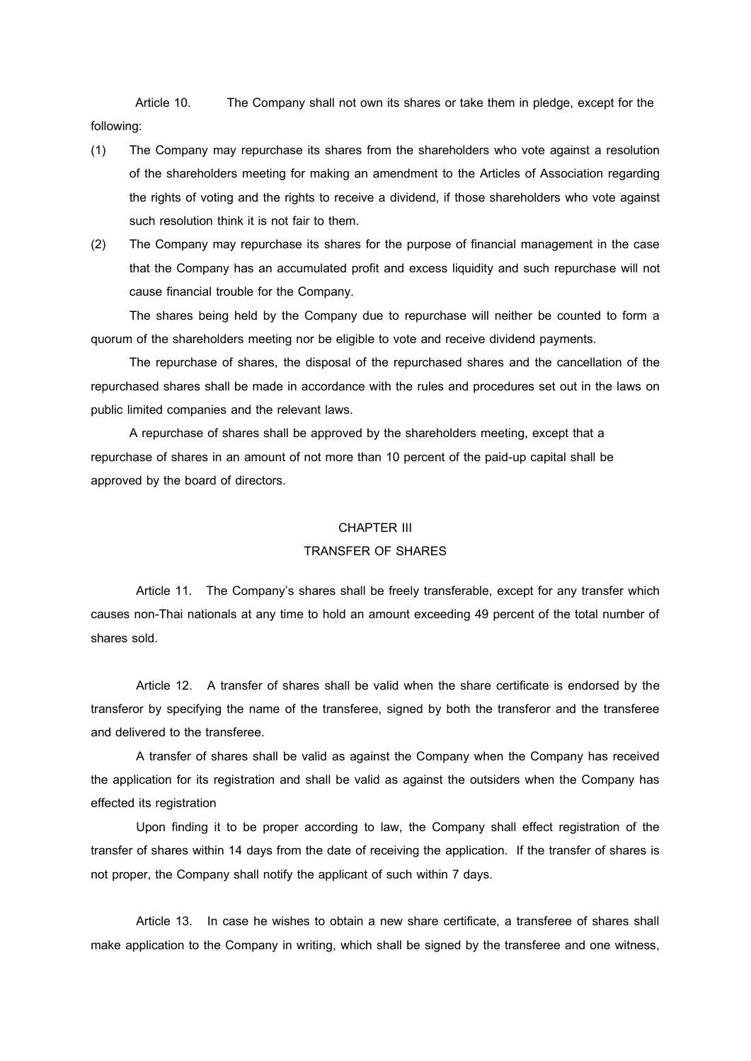Article 10. The Company shall not own its shares or take them in pledge, except for the following:

(1) The Company may repurchase its shares from the shareholders who vote against a resolution of the shareholders meeting for making an amendment to the Articles of Association regarding the rights of voting and the rights to receive a dividend, if those shareholders who vote against such resolution think it is not fair to them.

(2) The Company may repurchase its shares for the purpose of financial management in the case that the Company has an accumulated profit and excess liquidity and such repurchase will not cause financial trouble for the Company.

The shares being held by the Company due to repurchase will neither be counted to form a quorum of the shareholders meeting nor be eligible to vote and receive dividend payments.

The repurchase of shares, the disposal of the repurchased shares and the cancellation of the repurchased shares shall be made in accordance with the rules and procedures set out in the laws on public limited companies and the relevant laws.

A repurchase of shares shall be approved by the shareholders meeting, except that a repurchase of shares in an amount of not more than 10 percent of the paid-up capital shall be approved by the board of directors.

## CHAPTER III
## TRANSFER OF SHARES

Article 11. The Company's shares shall be freely transferable, except for any transfer which causes non-Thai nationals at any time to hold an amount exceeding 49 percent of the total number of shares sold.

Article 12. A transfer of shares shall be valid when the share certificate is endorsed by the transferor by specifying the name of the transferee, signed by both the transferor and the transferee and delivered to the transferee.

A transfer of shares shall be valid as against the Company when the Company has received the application for its registration and shall be valid as against the outsiders when the Company has effected its registration

Upon finding it to be proper according to law, the Company shall effect registration of the transfer of shares within 14 days from the date of receiving the application. If the transfer of shares is not proper, the Company shall notify the applicant of such within 7 days.

Article 13. In case he wishes to obtain a new share certificate, a transferee of shares shall make application to the Company in writing, which shall be signed by the transferee and one witness,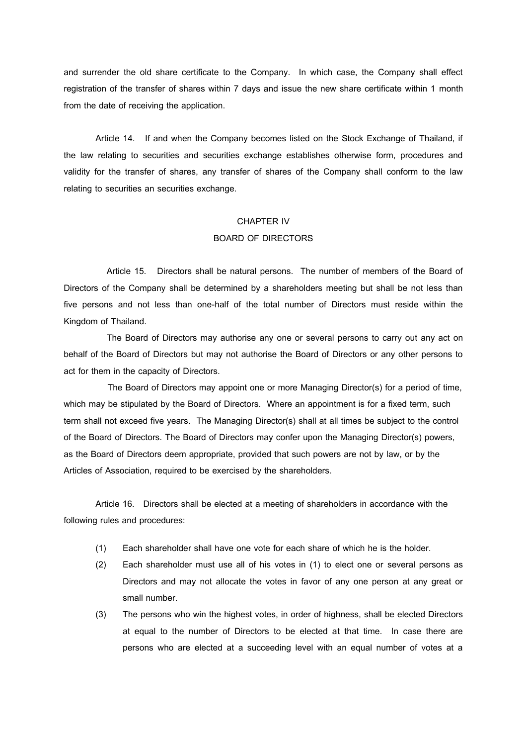and surrender the old share certificate to the Company. In which case, the Company shall effect registration of the transfer of shares within 7 days and issue the new share certificate within 1 month from the date of receiving the application.

Article 14. If and when the Company becomes listed on the Stock Exchange of Thailand, if the law relating to securities and securities exchange establishes otherwise form, procedures and validity for the transfer of shares, any transfer of shares of the Company shall conform to the law relating to securities an securities exchange.

## CHAPTER IV
## BOARD OF DIRECTORS

Article 15. Directors shall be natural persons. The number of members of the Board of Directors of the Company shall be determined by a shareholders meeting but shall be not less than five persons and not less than one-half of the total number of Directors must reside within the Kingdom of Thailand.

The Board of Directors may authorise any one or several persons to carry out any act on behalf of the Board of Directors but may not authorise the Board of Directors or any other persons to act for them in the capacity of Directors.

The Board of Directors may appoint one or more Managing Director(s) for a period of time, which may be stipulated by the Board of Directors. Where an appointment is for a fixed term, such term shall not exceed five years. The Managing Director(s) shall at all times be subject to the control of the Board of Directors. The Board of Directors may confer upon the Managing Director(s) powers, as the Board of Directors deem appropriate, provided that such powers are not by law, or by the Articles of Association, required to be exercised by the shareholders.

Article 16. Directors shall be elected at a meeting of shareholders in accordance with the following rules and procedures:

(1) Each shareholder shall have one vote for each share of which he is the holder.

(2) Each shareholder must use all of his votes in (1) to elect one or several persons as Directors and may not allocate the votes in favor of any one person at any great or small number.

(3) The persons who win the highest votes, in order of highness, shall be elected Directors at equal to the number of Directors to be elected at that time. In case there are persons who are elected at a succeeding level with an equal number of votes at a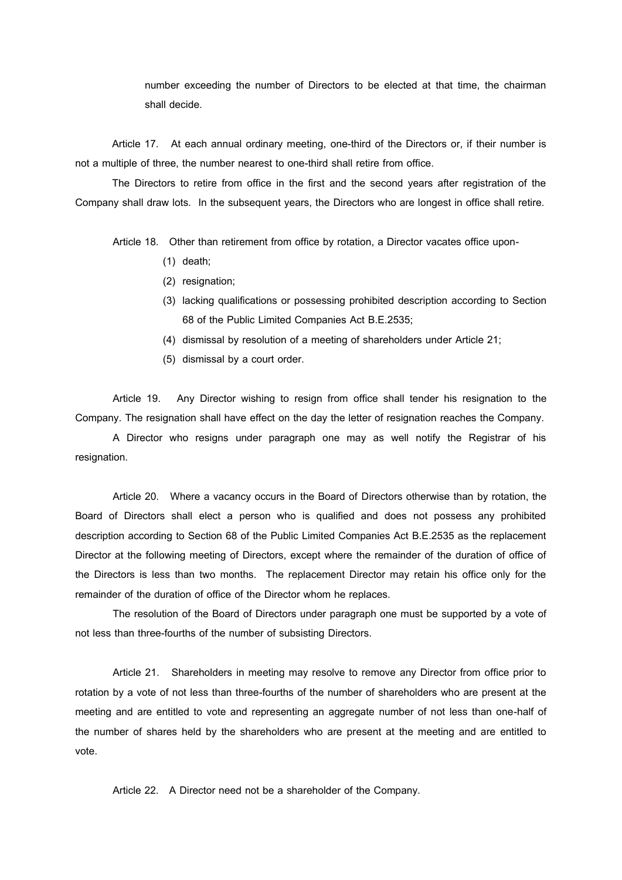number exceeding the number of Directors to be elected at that time, the chairman shall decide.

Article 17. At each annual ordinary meeting, one-third of the Directors or, if their number is not a multiple of three, the number nearest to one-third shall retire from office.

The Directors to retire from office in the first and the second years after registration of the Company shall draw lots. In the subsequent years, the Directors who are longest in office shall retire.

Article 18. Other than retirement from office by rotation, a Director vacates office upon-

(1) death;

(2) resignation;

(3) lacking qualifications or possessing prohibited description according to Section 68 of the Public Limited Companies Act B.E.2535;

(4) dismissal by resolution of a meeting of shareholders under Article 21;

(5) dismissal by a court order.

Article 19. Any Director wishing to resign from office shall tender his resignation to the Company. The resignation shall have effect on the day the letter of resignation reaches the Company.

A Director who resigns under paragraph one may as well notify the Registrar of his resignation.

Article 20. Where a vacancy occurs in the Board of Directors otherwise than by rotation, the Board of Directors shall elect a person who is qualified and does not possess any prohibited description according to Section 68 of the Public Limited Companies Act B.E.2535 as the replacement Director at the following meeting of Directors, except where the remainder of the duration of office of the Directors is less than two months. The replacement Director may retain his office only for the remainder of the duration of office of the Director whom he replaces.

The resolution of the Board of Directors under paragraph one must be supported by a vote of not less than three-fourths of the number of subsisting Directors.

Article 21. Shareholders in meeting may resolve to remove any Director from office prior to rotation by a vote of not less than three-fourths of the number of shareholders who are present at the meeting and are entitled to vote and representing an aggregate number of not less than one-half of the number of shares held by the shareholders who are present at the meeting and are entitled to vote.

Article 22. A Director need not be a shareholder of the Company.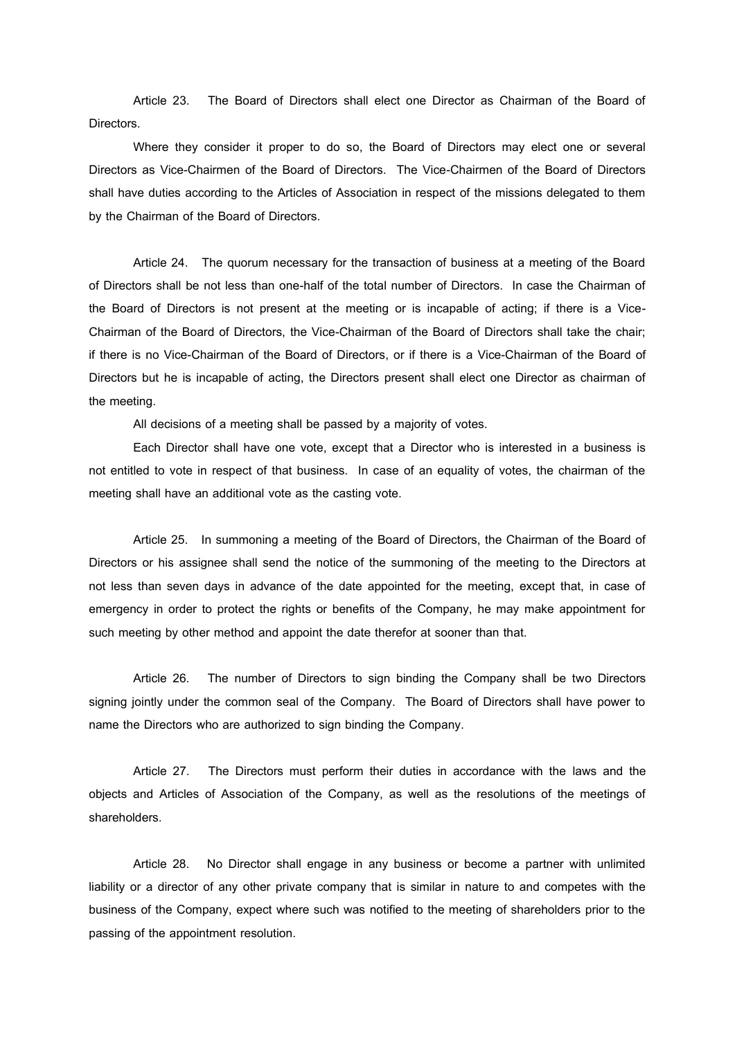Article 23. The Board of Directors shall elect one Director as Chairman of the Board of Directors.

Where they consider it proper to do so, the Board of Directors may elect one or several Directors as Vice-Chairmen of the Board of Directors. The Vice-Chairmen of the Board of Directors shall have duties according to the Articles of Association in respect of the missions delegated to them by the Chairman of the Board of Directors.

Article 24. The quorum necessary for the transaction of business at a meeting of the Board of Directors shall be not less than one-half of the total number of Directors. In case the Chairman of the Board of Directors is not present at the meeting or is incapable of acting; if there is a Vice-Chairman of the Board of Directors, the Vice-Chairman of the Board of Directors shall take the chair; if there is no Vice-Chairman of the Board of Directors, or if there is a Vice-Chairman of the Board of Directors but he is incapable of acting, the Directors present shall elect one Director as chairman of the meeting.

All decisions of a meeting shall be passed by a majority of votes.

Each Director shall have one vote, except that a Director who is interested in a business is not entitled to vote in respect of that business. In case of an equality of votes, the chairman of the meeting shall have an additional vote as the casting vote.

Article 25. In summoning a meeting of the Board of Directors, the Chairman of the Board of Directors or his assignee shall send the notice of the summoning of the meeting to the Directors at not less than seven days in advance of the date appointed for the meeting, except that, in case of emergency in order to protect the rights or benefits of the Company, he may make appointment for such meeting by other method and appoint the date therefor at sooner than that.

Article 26. The number of Directors to sign binding the Company shall be two Directors signing jointly under the common seal of the Company. The Board of Directors shall have power to name the Directors who are authorized to sign binding the Company.

Article 27. The Directors must perform their duties in accordance with the laws and the objects and Articles of Association of the Company, as well as the resolutions of the meetings of shareholders.

Article 28. No Director shall engage in any business or become a partner with unlimited liability or a director of any other private company that is similar in nature to and competes with the business of the Company, expect where such was notified to the meeting of shareholders prior to the passing of the appointment resolution.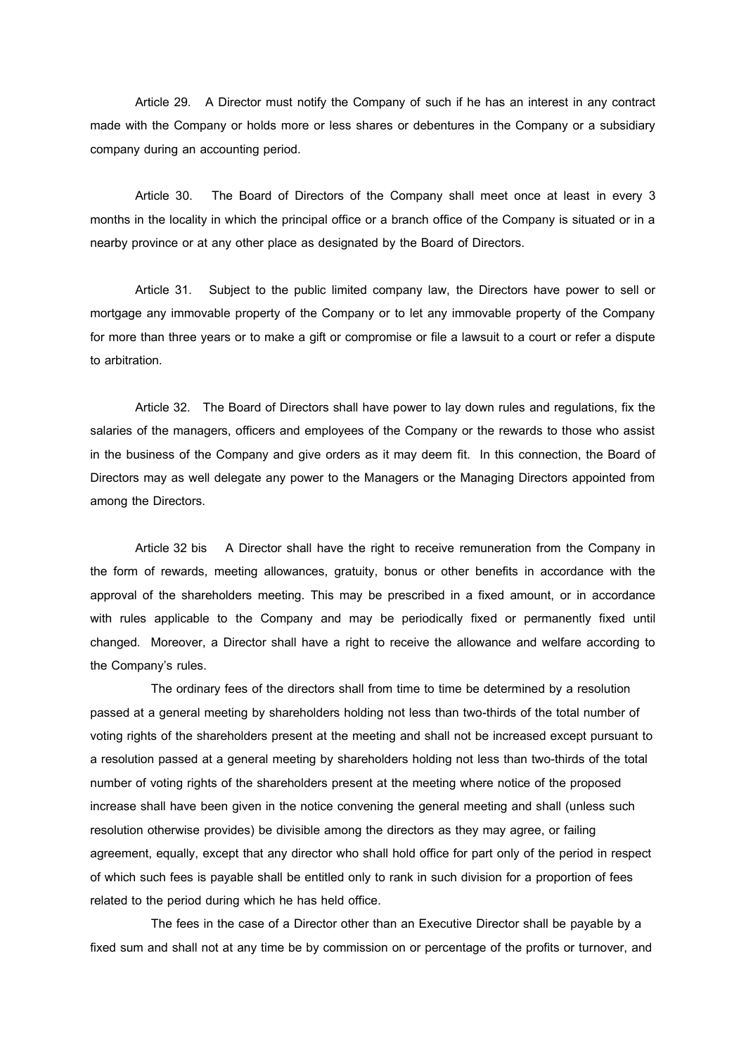Article 29. A Director must notify the Company of such if he has an interest in any contract made with the Company or holds more or less shares or debentures in the Company or a subsidiary company during an accounting period.

Article 30. The Board of Directors of the Company shall meet once at least in every 3 months in the locality in which the principal office or a branch office of the Company is situated or in a nearby province or at any other place as designated by the Board of Directors.

Article 31. Subject to the public limited company law, the Directors have power to sell or mortgage any immovable property of the Company or to let any immovable property of the Company for more than three years or to make a gift or compromise or file a lawsuit to a court or refer a dispute to arbitration.

Article 32. The Board of Directors shall have power to lay down rules and regulations, fix the salaries of the managers, officers and employees of the Company or the rewards to those who assist in the business of the Company and give orders as it may deem fit. In this connection, the Board of Directors may as well delegate any power to the Managers or the Managing Directors appointed from among the Directors.

Article 32 bis A Director shall have the right to receive remuneration from the Company in the form of rewards, meeting allowances, gratuity, bonus or other benefits in accordance with the approval of the shareholders meeting. This may be prescribed in a fixed amount, or in accordance with rules applicable to the Company and may be periodically fixed or permanently fixed until changed. Moreover, a Director shall have a right to receive the allowance and welfare according to the Company's rules.

The ordinary fees of the directors shall from time to time be determined by a resolution passed at a general meeting by shareholders holding not less than two-thirds of the total number of voting rights of the shareholders present at the meeting and shall not be increased except pursuant to a resolution passed at a general meeting by shareholders holding not less than two-thirds of the total number of voting rights of the shareholders present at the meeting where notice of the proposed increase shall have been given in the notice convening the general meeting and shall (unless such resolution otherwise provides) be divisible among the directors as they may agree, or failing agreement, equally, except that any director who shall hold office for part only of the period in respect of which such fees is payable shall be entitled only to rank in such division for a proportion of fees related to the period during which he has held office.

The fees in the case of a Director other than an Executive Director shall be payable by a fixed sum and shall not at any time be by commission on or percentage of the profits or turnover, and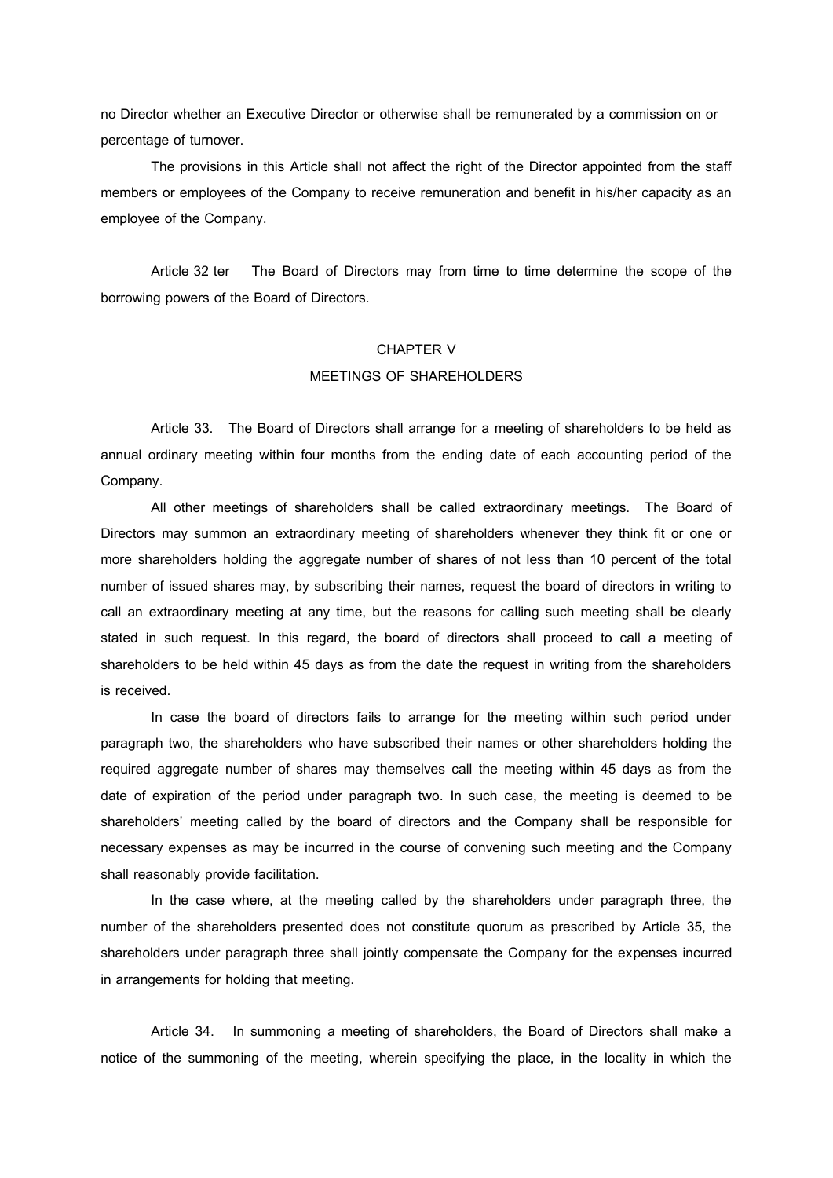no Director whether an Executive Director or otherwise shall be remunerated by a commission on or percentage of turnover.

The provisions in this Article shall not affect the right of the Director appointed from the staff members or employees of the Company to receive remuneration and benefit in his/her capacity as an employee of the Company.

Article 32 ter The Board of Directors may from time to time determine the scope of the borrowing powers of the Board of Directors.

## CHAPTER V
## MEETINGS OF SHAREHOLDERS

Article 33. The Board of Directors shall arrange for a meeting of shareholders to be held as annual ordinary meeting within four months from the ending date of each accounting period of the Company.

All other meetings of shareholders shall be called extraordinary meetings. The Board of Directors may summon an extraordinary meeting of shareholders whenever they think fit or one or more shareholders holding the aggregate number of shares of not less than 10 percent of the total number of issued shares may, by subscribing their names, request the board of directors in writing to call an extraordinary meeting at any time, but the reasons for calling such meeting shall be clearly stated in such request. In this regard, the board of directors shall proceed to call a meeting of shareholders to be held within 45 days as from the date the request in writing from the shareholders is received.

In case the board of directors fails to arrange for the meeting within such period under paragraph two, the shareholders who have subscribed their names or other shareholders holding the required aggregate number of shares may themselves call the meeting within 45 days as from the date of expiration of the period under paragraph two. In such case, the meeting is deemed to be shareholders' meeting called by the board of directors and the Company shall be responsible for necessary expenses as may be incurred in the course of convening such meeting and the Company shall reasonably provide facilitation.

In the case where, at the meeting called by the shareholders under paragraph three, the number of the shareholders presented does not constitute quorum as prescribed by Article 35, the shareholders under paragraph three shall jointly compensate the Company for the expenses incurred in arrangements for holding that meeting.

Article 34. In summoning a meeting of shareholders, the Board of Directors shall make a notice of the summoning of the meeting, wherein specifying the place, in the locality in which the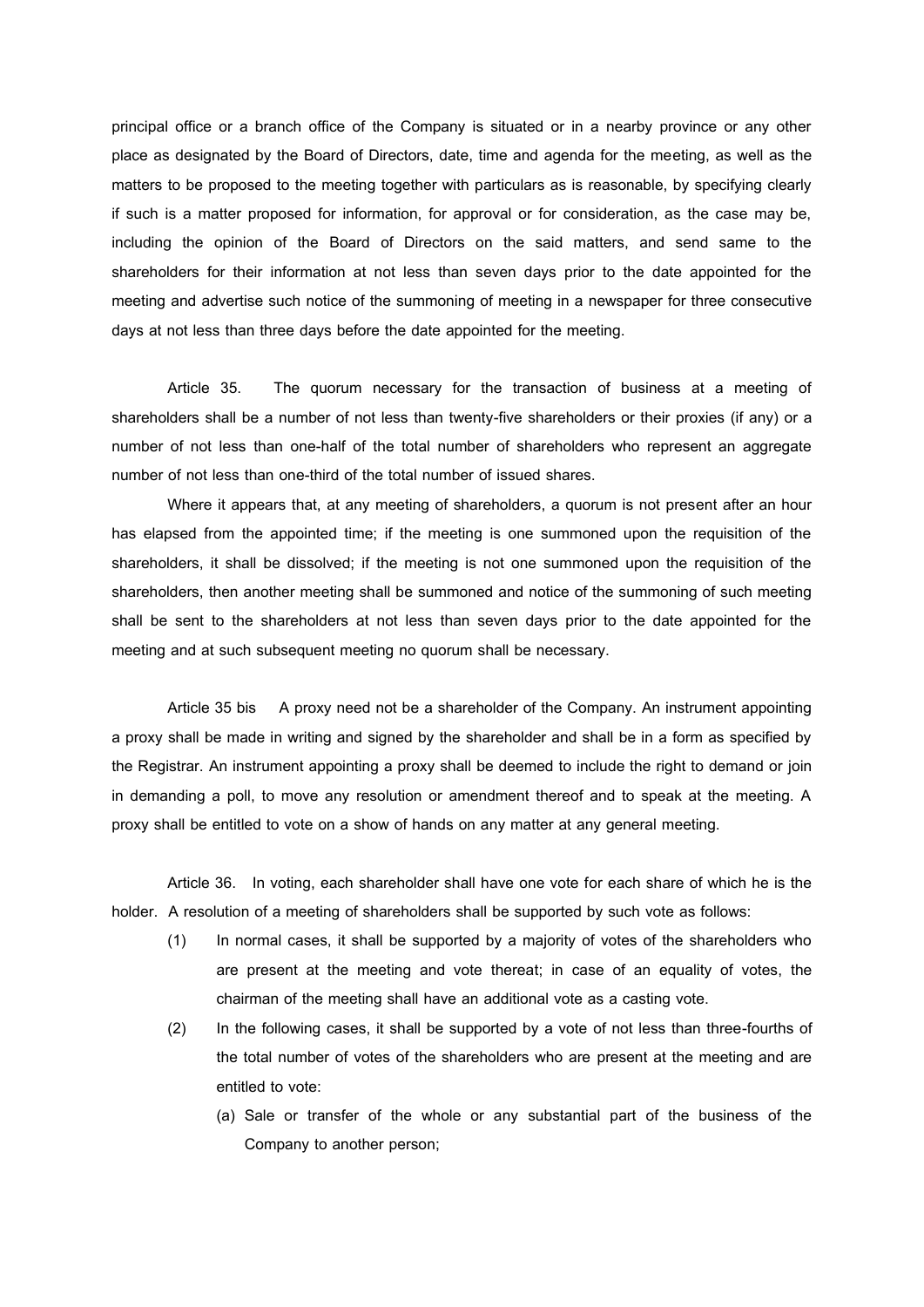principal office or a branch office of the Company is situated or in a nearby province or any other place as designated by the Board of Directors, date, time and agenda for the meeting, as well as the matters to be proposed to the meeting together with particulars as is reasonable, by specifying clearly if such is a matter proposed for information, for approval or for consideration, as the case may be, including the opinion of the Board of Directors on the said matters, and send same to the shareholders for their information at not less than seven days prior to the date appointed for the meeting and advertise such notice of the summoning of meeting in a newspaper for three consecutive days at not less than three days before the date appointed for the meeting.

Article 35. The quorum necessary for the transaction of business at a meeting of shareholders shall be a number of not less than twenty-five shareholders or their proxies (if any) or a number of not less than one-half of the total number of shareholders who represent an aggregate number of not less than one-third of the total number of issued shares.

Where it appears that, at any meeting of shareholders, a quorum is not present after an hour has elapsed from the appointed time; if the meeting is one summoned upon the requisition of the shareholders, it shall be dissolved; if the meeting is not one summoned upon the requisition of the shareholders, then another meeting shall be summoned and notice of the summoning of such meeting shall be sent to the shareholders at not less than seven days prior to the date appointed for the meeting and at such subsequent meeting no quorum shall be necessary.

Article 35 bis A proxy need not be a shareholder of the Company. An instrument appointing a proxy shall be made in writing and signed by the shareholder and shall be in a form as specified by the Registrar. An instrument appointing a proxy shall be deemed to include the right to demand or join in demanding a poll, to move any resolution or amendment thereof and to speak at the meeting. A proxy shall be entitled to vote on a show of hands on any matter at any general meeting.

Article 36. In voting, each shareholder shall have one vote for each share of which he is the holder. A resolution of a meeting of shareholders shall be supported by such vote as follows:

(1) In normal cases, it shall be supported by a majority of votes of the shareholders who are present at the meeting and vote thereat; in case of an equality of votes, the chairman of the meeting shall have an additional vote as a casting vote.

(2) In the following cases, it shall be supported by a vote of not less than three-fourths of the total number of votes of the shareholders who are present at the meeting and are entitled to vote:

(a) Sale or transfer of the whole or any substantial part of the business of the Company to another person;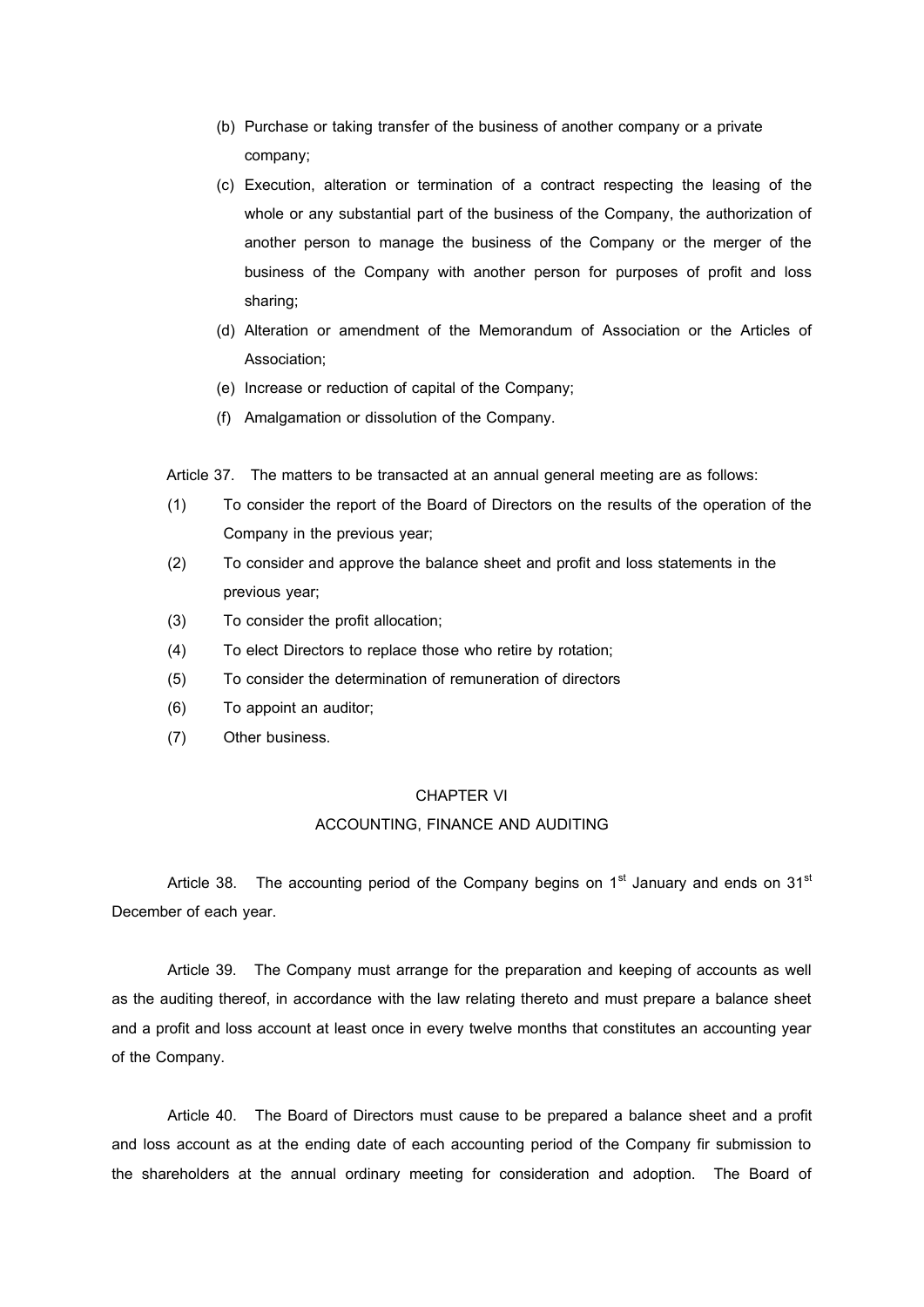(b) Purchase or taking transfer of the business of another company or a private company;

(c) Execution, alteration or termination of a contract respecting the leasing of the whole or any substantial part of the business of the Company, the authorization of another person to manage the business of the Company or the merger of the business of the Company with another person for purposes of profit and loss sharing;

(d) Alteration or amendment of the Memorandum of Association or the Articles of Association;

(e) Increase or reduction of capital of the Company;

(f) Amalgamation or dissolution of the Company.

Article 37. The matters to be transacted at an annual general meeting are as follows:

(1) To consider the report of the Board of Directors on the results of the operation of the Company in the previous year;

(2) To consider and approve the balance sheet and profit and loss statements in the previous year;

(3) To consider the profit allocation;

(4) To elect Directors to replace those who retire by rotation;

(5) To consider the determination of remuneration of directors

(6) To appoint an auditor;

(7) Other business.

## CHAPTER VI

## ACCOUNTING, FINANCE AND AUDITING

Article 38. The accounting period of the Company begins on 1st January and ends on 31st December of each year.

Article 39. The Company must arrange for the preparation and keeping of accounts as well as the auditing thereof, in accordance with the law relating thereto and must prepare a balance sheet and a profit and loss account at least once in every twelve months that constitutes an accounting year of the Company.

Article 40. The Board of Directors must cause to be prepared a balance sheet and a profit and loss account as at the ending date of each accounting period of the Company fir submission to the shareholders at the annual ordinary meeting for consideration and adoption. The Board of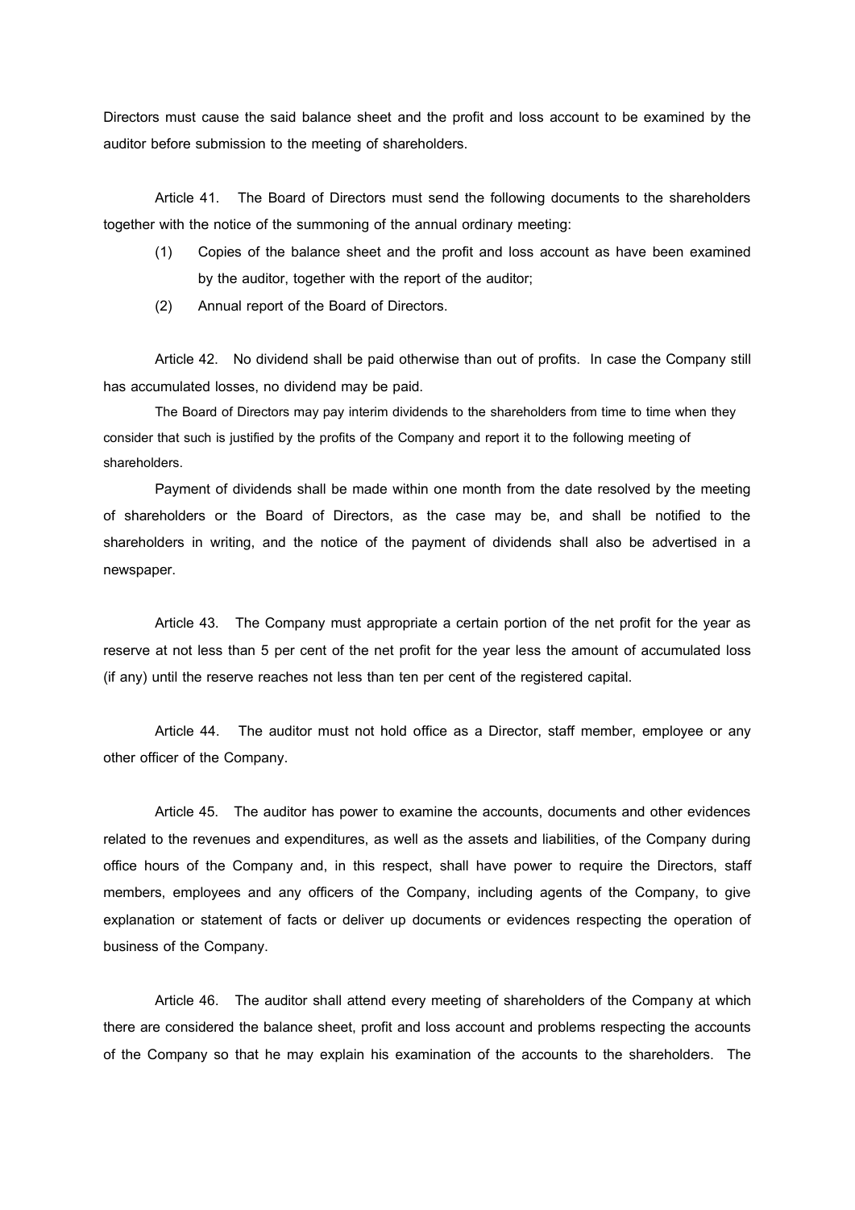Directors must cause the said balance sheet and the profit and loss account to be examined by the auditor before submission to the meeting of shareholders.

Article 41. The Board of Directors must send the following documents to the shareholders together with the notice of the summoning of the annual ordinary meeting:

(1) Copies of the balance sheet and the profit and loss account as have been examined by the auditor, together with the report of the auditor;

(2) Annual report of the Board of Directors.

Article 42. No dividend shall be paid otherwise than out of profits. In case the Company still has accumulated losses, no dividend may be paid.

The Board of Directors may pay interim dividends to the shareholders from time to time when they consider that such is justified by the profits of the Company and report it to the following meeting of shareholders.

Payment of dividends shall be made within one month from the date resolved by the meeting of shareholders or the Board of Directors, as the case may be, and shall be notified to the shareholders in writing, and the notice of the payment of dividends shall also be advertised in a newspaper.

Article 43. The Company must appropriate a certain portion of the net profit for the year as reserve at not less than 5 per cent of the net profit for the year less the amount of accumulated loss (if any) until the reserve reaches not less than ten per cent of the registered capital.

Article 44. The auditor must not hold office as a Director, staff member, employee or any other officer of the Company.

Article 45. The auditor has power to examine the accounts, documents and other evidences related to the revenues and expenditures, as well as the assets and liabilities, of the Company during office hours of the Company and, in this respect, shall have power to require the Directors, staff members, employees and any officers of the Company, including agents of the Company, to give explanation or statement of facts or deliver up documents or evidences respecting the operation of business of the Company.

Article 46. The auditor shall attend every meeting of shareholders of the Company at which there are considered the balance sheet, profit and loss account and problems respecting the accounts of the Company so that he may explain his examination of the accounts to the shareholders. The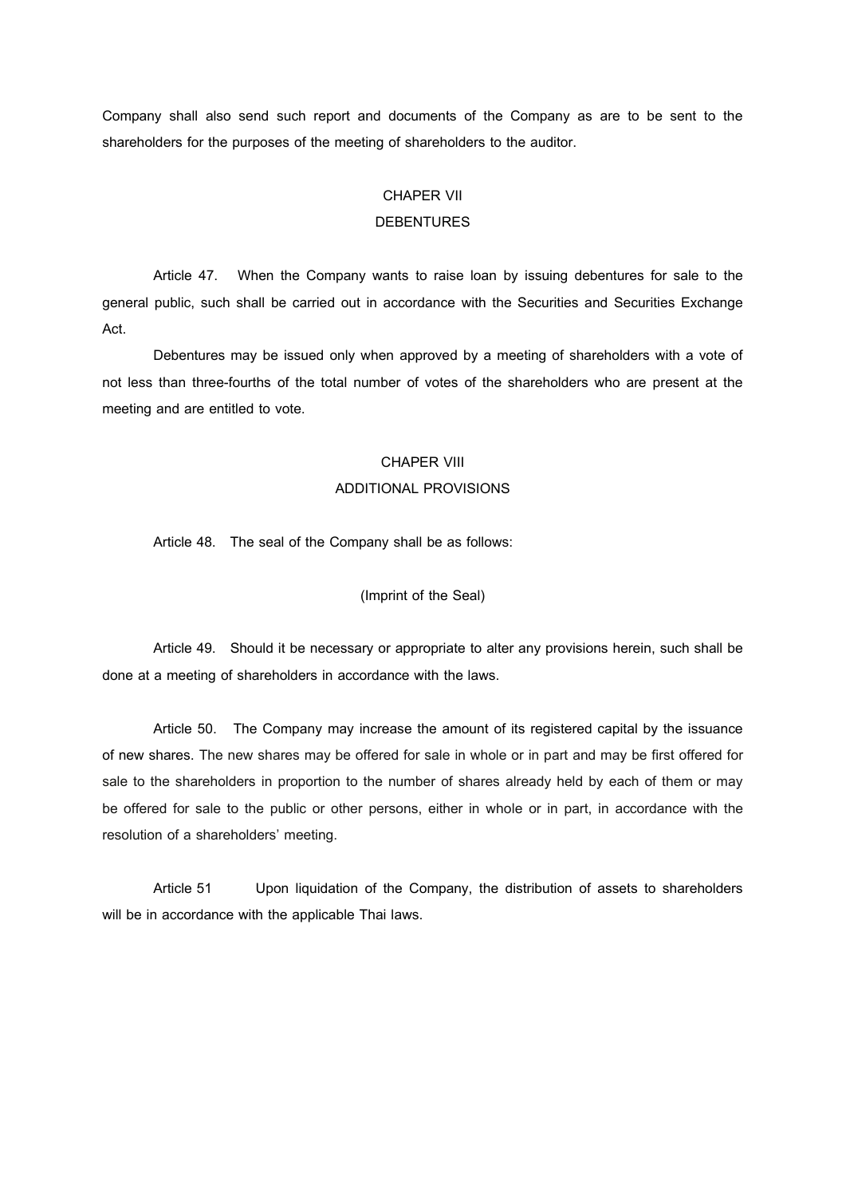Company shall also send such report and documents of the Company as are to be sent to the shareholders for the purposes of the meeting of shareholders to the auditor.

## CHAPER VII
## DEBENTURES

Article 47. When the Company wants to raise loan by issuing debentures for sale to the general public, such shall be carried out in accordance with the Securities and Securities Exchange Act.

Debentures may be issued only when approved by a meeting of shareholders with a vote of not less than three-fourths of the total number of votes of the shareholders who are present at the meeting and are entitled to vote.

## CHAPER VIII
## ADDITIONAL PROVISIONS

Article 48. The seal of the Company shall be as follows:

(Imprint of the Seal)

Article 49. Should it be necessary or appropriate to alter any provisions herein, such shall be done at a meeting of shareholders in accordance with the laws.

Article 50. The Company may increase the amount of its registered capital by the issuance of new shares. The new shares may be offered for sale in whole or in part and may be first offered for sale to the shareholders in proportion to the number of shares already held by each of them or may be offered for sale to the public or other persons, either in whole or in part, in accordance with the resolution of a shareholders' meeting.

Article 51 Upon liquidation of the Company, the distribution of assets to shareholders will be in accordance with the applicable Thai laws.